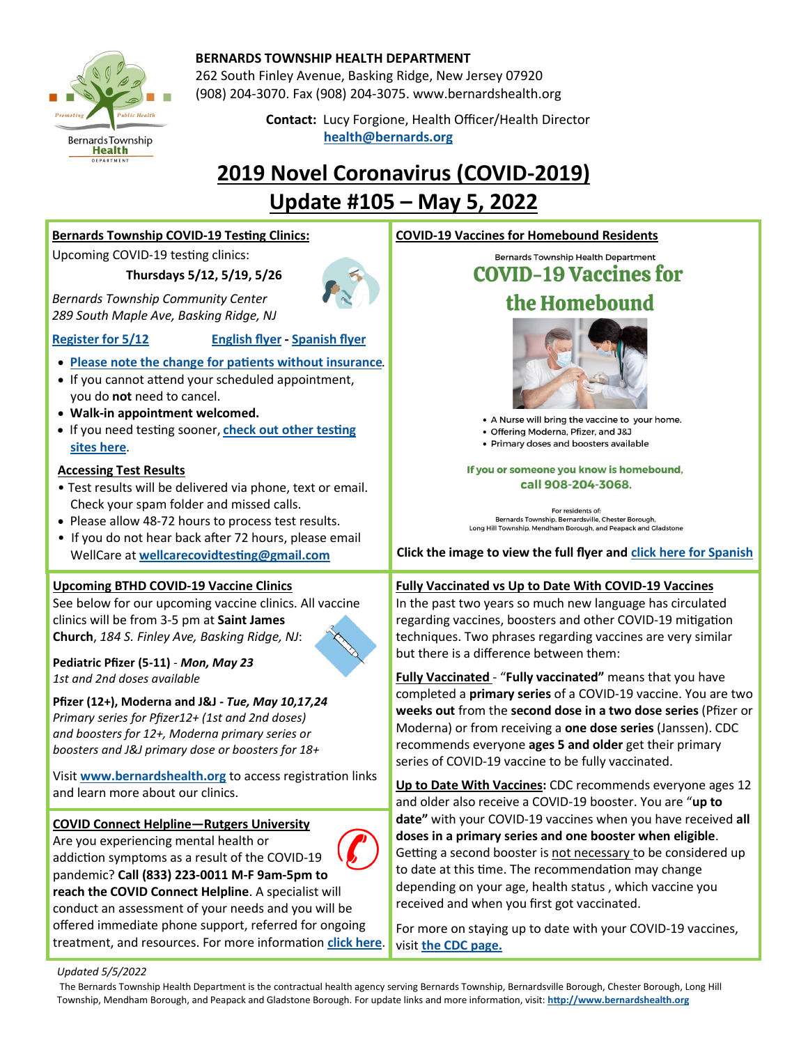**BERNARDS TOWNSHIP HEALTH DEPARTMENT**
262 South Finley Avenue, Basking Ridge, New Jersey 07920
(908) 204-3070. Fax (908) 204-3075. www.bernardshealth.org

**Contact:** Lucy Forgione, Health Officer/Health Director
**health@bernards.org**

# 2019 Novel Coronavirus (COVID-2019)
# Update #105 – May 5, 2022

## Bernards Township COVID-19 Testing Clinics:

Upcoming COVID-19 testing clinics:

**Thursdays 5/12, 5/19, 5/26**

*Bernards Township Community Center*
*289 South Maple Ave, Basking Ridge, NJ*

Register for 5/12 — English flyer - Spanish flyer

- Please note the change for patients without insurance.
- If you cannot attend your scheduled appointment, you do **not** need to cancel.
- **Walk-in appointment welcomed.**
- If you need testing sooner, check out other testing sites here.

### Accessing Test Results

- Test results will be delivered via phone, text or email. Check your spam folder and missed calls.
- Please allow 48-72 hours to process test results.
- If you do not hear back after 72 hours, please email WellCare at **wellcarecovidtesting@gmail.com**

## Upcoming BTHD COVID-19 Vaccine Clinics

See below for our upcoming vaccine clinics. All vaccine clinics will be from 3-5 pm at **Saint James Church**, *184 S. Finley Ave, Basking Ridge, NJ*:

**Pediatric Pfizer (5-11)** - ***Mon, May 23***
*1st and 2nd doses available*

**Pfizer (12+), Moderna and J&J** - ***Tue, May 10,17,24***
*Primary series for Pfizer12+ (1st and 2nd doses) and boosters for 12+, Moderna primary series or boosters and J&J primary dose or boosters for 18+*

Visit **www.bernardshealth.org** to access registration links and learn more about our clinics.

## COVID Connect Helpline—Rutgers University

Are you experiencing mental health or addiction symptoms as a result of the COVID-19 pandemic? **Call (833) 223-0011 M-F 9am-5pm to reach the COVID Connect Helpline**. A specialist will conduct an assessment of your needs and you will be offered immediate phone support, referred for ongoing treatment, and resources. For more information click here.

## COVID-19 Vaccines for Homebound Residents

Bernards Township Health Department

**COVID-19 Vaccines for the Homebound**

- A Nurse will bring the vaccine to your home.
- Offering Moderna, Pfizer, and J&J
- Primary doses and boosters available

**If you or someone you know is homebound, call 908-204-3068.**

For residents of:
Bernards Township, Bernardsville, Chester Borough, Long Hill Township, Mendham Borough, and Peapack and Gladstone

**Click the image to view the full flyer and** click here for Spanish

## Fully Vaccinated vs Up to Date With COVID-19 Vaccines

In the past two years so much new language has circulated regarding vaccines, boosters and other COVID-19 mitigation techniques. Two phrases regarding vaccines are very similar but there is a difference between them:

**Fully Vaccinated** - "**Fully vaccinated"** means that you have completed a **primary series** of a COVID-19 vaccine. You are two **weeks out** from the **second dose in a two dose series** (Pfizer or Moderna) or from receiving a **one dose series** (Janssen). CDC recommends everyone **ages 5 and older** get their primary series of COVID-19 vaccine to be fully vaccinated.

**Up to Date With Vaccines:** CDC recommends everyone ages 12 and older also receive a COVID-19 booster. You are "**up to date"** with your COVID-19 vaccines when you have received **all doses in a primary series and one booster when eligible**. Getting a second booster is not necessary to be considered up to date at this time. The recommendation may change depending on your age, health status , which vaccine you received and when you first got vaccinated.

For more on staying up to date with your COVID-19 vaccines, visit **the CDC page.**

*Updated 5/5/2022*

The Bernards Township Health Department is the contractual health agency serving Bernards Township, Bernardsville Borough, Chester Borough, Long Hill Township, Mendham Borough, and Peapack and Gladstone Borough. For update links and more information, visit: **http://www.bernardshealth.org**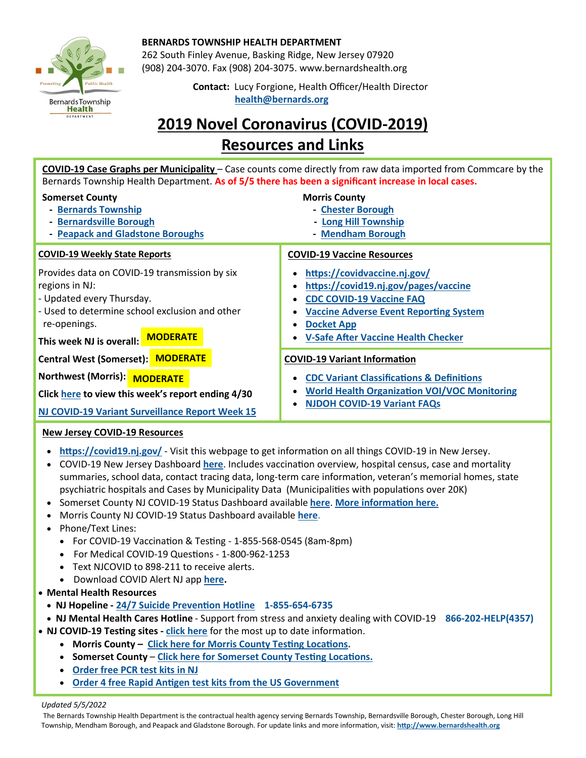**BERNARDS TOWNSHIP HEALTH DEPARTMENT**
262 South Finley Avenue, Basking Ridge, New Jersey 07920
(908) 204-3070. Fax (908) 204-3075. www.bernardshealth.org

**Contact:** Lucy Forgione, Health Officer/Health Director
**health@bernards.org**

# 2019 Novel Coronavirus (COVID-2019) Resources and Links

**COVID-19 Case Graphs per Municipality** – Case counts come directly from raw data imported from Commcare by the Bernards Township Health Department. **As of 5/5 there has been a significant increase in local cases.**

**Somerset County**
- Bernards Township
- Bernardsville Borough
- Peapack and Gladstone Boroughs

**Morris County**
- Chester Borough
- Long Hill Township
- Mendham Borough

## COVID-19 Weekly State Reports

Provides data on COVID-19 transmission by six regions in NJ:
- Updated every Thursday.
- Used to determine school exclusion and other re-openings.

**This week NJ is overall: MODERATE**

**Central West (Somerset): MODERATE**

**Northwest (Morris): MODERATE**

**Click here to view this week's report ending 4/30**

NJ COVID-19 Variant Surveillance Report Week 15

## COVID-19 Vaccine Resources

- https://covidvaccine.nj.gov/
- https://covid19.nj.gov/pages/vaccine
- CDC COVID-19 Vaccine FAQ
- Vaccine Adverse Event Reporting System
- Docket App
- V-Safe After Vaccine Health Checker

## COVID-19 Variant Information

- CDC Variant Classifications & Definitions
- World Health Organization VOI/VOC Monitoring
- NJDOH COVID-19 Variant FAQs

## New Jersey COVID-19 Resources

- **https://covid19.nj.gov/** - Visit this webpage to get information on all things COVID-19 in New Jersey.
- COVID-19 New Jersey Dashboard **here**. Includes vaccination overview, hospital census, case and mortality summaries, school data, contact tracing data, long-term care information, veteran's memorial homes, state psychiatric hospitals and Cases by Municipality Data (Municipalities with populations over 20K)
- Somerset County NJ COVID-19 Status Dashboard available **here**. **More information here.**
- Morris County NJ COVID-19 Status Dashboard available **here**.
- Phone/Text Lines:
  - For COVID-19 Vaccination & Testing - 1-855-568-0545 (8am-8pm)
  - For Medical COVID-19 Questions - 1-800-962-1253
  - Text NJCOVID to 898-211 to receive alerts.
  - Download COVID Alert NJ app **here.**
- **Mental Health Resources**
  - **NJ Hopeline - 24/7 Suicide Prevention Hotline 1-855-654-6735**
  - **NJ Mental Health Cares Hotline** - Support from stress and anxiety dealing with COVID-19 **866-202-HELP(4357)**
- **NJ COVID-19 Testing sites - click here** for the most up to date information.
  - **Morris County – Click here for Morris County Testing Locations.**
  - **Somerset County – Click here for Somerset County Testing Locations.**
  - **Order free PCR test kits in NJ**
  - **Order 4 free Rapid Antigen test kits from the US Government**

*Updated 5/5/2022*

The Bernards Township Health Department is the contractual health agency serving Bernards Township, Bernardsville Borough, Chester Borough, Long Hill Township, Mendham Borough, and Peapack and Gladstone Borough. For update links and more information, visit: **http://www.bernardshealth.org**